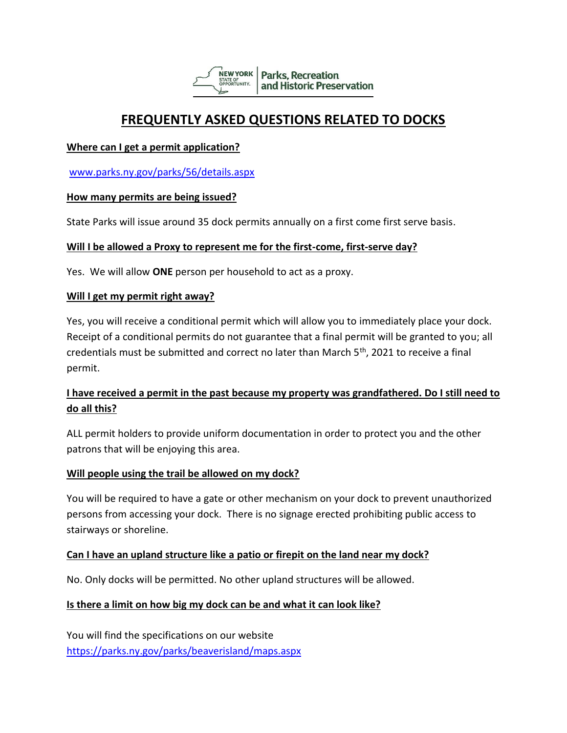NEW YORK STATE OF OPPORTUNITY. | Parks, Recreation and Historic Preservation

# FREQUENTLY ASKED QUESTIONS RELATED TO DOCKS

**Where can I get a permit application?**

[www.parks.ny.gov/parks/56/details.aspx](www.parks.ny.gov/parks/56/details.aspx)

**How many permits are being issued?**

State Parks will issue around 35 dock permits annually on a first come first serve basis.

**Will I be allowed a Proxy to represent me for the first-come, first-serve day?**

Yes. We will allow **ONE** person per household to act as a proxy.

**Will I get my permit right away?**

Yes, you will receive a conditional permit which will allow you to immediately place your dock. Receipt of a conditional permits do not guarantee that a final permit will be granted to you; all credentials must be submitted and correct no later than March 5th, 2021 to receive a final permit.

**I have received a permit in the past because my property was grandfathered. Do I still need to do all this?**

ALL permit holders to provide uniform documentation in order to protect you and the other patrons that will be enjoying this area.

**Will people using the trail be allowed on my dock?**

You will be required to have a gate or other mechanism on your dock to prevent unauthorized persons from accessing your dock. There is no signage erected prohibiting public access to stairways or shoreline.

**Can I have an upland structure like a patio or firepit on the land near my dock?**

No. Only docks will be permitted. No other upland structures will be allowed.

**Is there a limit on how big my dock can be and what it can look like?**

You will find the specifications on our website
[https://parks.ny.gov/parks/beaverisland/maps.aspx](https://parks.ny.gov/parks/beaverisland/maps.aspx)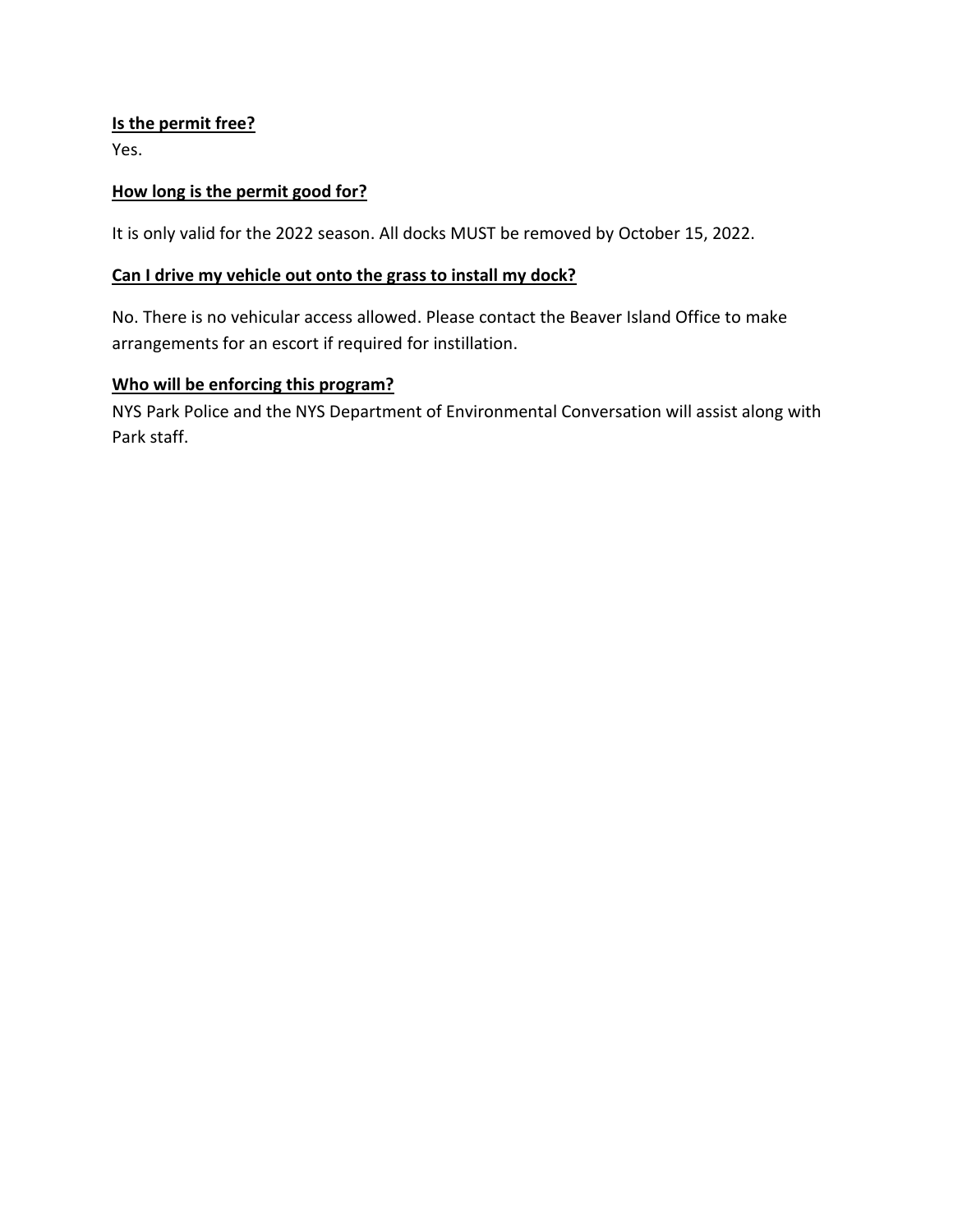**<u>Is the permit free?</u>**

Yes.

**<u>How long is the permit good for?</u>**

It is only valid for the 2022 season. All docks MUST be removed by October 15, 2022.

**<u>Can I drive my vehicle out onto the grass to install my dock?</u>**

No. There is no vehicular access allowed. Please contact the Beaver Island Office to make arrangements for an escort if required for instillation.

**<u>Who will be enforcing this program?</u>**

NYS Park Police and the NYS Department of Environmental Conversation will assist along with Park staff.